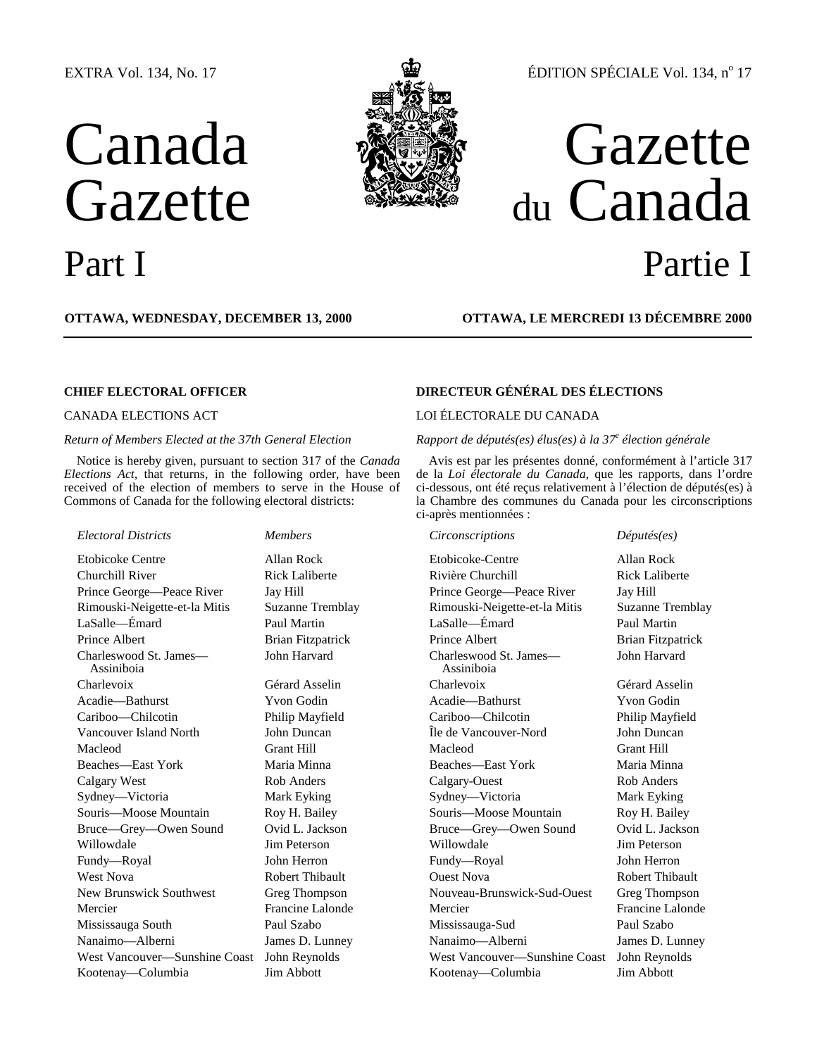EXTRA Vol. 134, No. 17

ÉDITION SPÉCIALE Vol. 134, n° 17

# Canada Gazette

# Gazette du Canada

## Part I

## Partie I

**OTTAWA, WEDNESDAY, DECEMBER 13, 2000**

**OTTAWA, LE MERCREDI 13 DÉCEMBRE 2000**

### CHIEF ELECTORAL OFFICER

CANADA ELECTIONS ACT

*Return of Members Elected at the 37th General Election*

Notice is hereby given, pursuant to section 317 of the *Canada Elections Act*, that returns, in the following order, have been received of the election of members to serve in the House of Commons of Canada for the following electoral districts:

| *Electoral Districts* | *Members* |
| --- | --- |
| Etobicoke Centre | Allan Rock |
| Churchill River | Rick Laliberte |
| Prince George—Peace River | Jay Hill |
| Rimouski-Neigette-et-la Mitis | Suzanne Tremblay |
| LaSalle—Émard | Paul Martin |
| Prince Albert | Brian Fitzpatrick |
| Charleswood St. James—Assiniboia | John Harvard |
| Charlevoix | Gérard Asselin |
| Acadie—Bathurst | Yvon Godin |
| Cariboo—Chilcotin | Philip Mayfield |
| Vancouver Island North | John Duncan |
| Macleod | Grant Hill |
| Beaches—East York | Maria Minna |
| Calgary West | Rob Anders |
| Sydney—Victoria | Mark Eyking |
| Souris—Moose Mountain | Roy H. Bailey |
| Bruce—Grey—Owen Sound | Ovid L. Jackson |
| Willowdale | Jim Peterson |
| Fundy—Royal | John Herron |
| West Nova | Robert Thibault |
| New Brunswick Southwest | Greg Thompson |
| Mercier | Francine Lalonde |
| Mississauga South | Paul Szabo |
| Nanaimo—Alberni | James D. Lunney |
| West Vancouver—Sunshine Coast | John Reynolds |
| Kootenay—Columbia | Jim Abbott |

### DIRECTEUR GÉNÉRAL DES ÉLECTIONS

LOI ÉLECTORALE DU CANADA

*Rapport de députés(es) élus(es) à la 37e élection générale*

Avis est par les présentes donné, conformément à l'article 317 de la *Loi électorale du Canada*, que les rapports, dans l'ordre ci-dessous, ont été reçus relativement à l'élection de députés(es) à la Chambre des communes du Canada pour les circonscriptions ci-après mentionnées :

| *Circonscriptions* | *Députés(es)* |
| --- | --- |
| Etobicoke-Centre | Allan Rock |
| Rivière Churchill | Rick Laliberte |
| Prince George—Peace River | Jay Hill |
| Rimouski-Neigette-et-la Mitis | Suzanne Tremblay |
| LaSalle—Émard | Paul Martin |
| Prince Albert | Brian Fitzpatrick |
| Charleswood St. James—Assiniboia | John Harvard |
| Charlevoix | Gérard Asselin |
| Acadie—Bathurst | Yvon Godin |
| Cariboo—Chilcotin | Philip Mayfield |
| Île de Vancouver-Nord | John Duncan |
| Macleod | Grant Hill |
| Beaches—East York | Maria Minna |
| Calgary-Ouest | Rob Anders |
| Sydney—Victoria | Mark Eyking |
| Souris—Moose Mountain | Roy H. Bailey |
| Bruce—Grey—Owen Sound | Ovid L. Jackson |
| Willowdale | Jim Peterson |
| Fundy—Royal | John Herron |
| Ouest Nova | Robert Thibault |
| Nouveau-Brunswick-Sud-Ouest | Greg Thompson |
| Mercier | Francine Lalonde |
| Mississauga-Sud | Paul Szabo |
| Nanaimo—Alberni | James D. Lunney |
| West Vancouver—Sunshine Coast | John Reynolds |
| Kootenay—Columbia | Jim Abbott |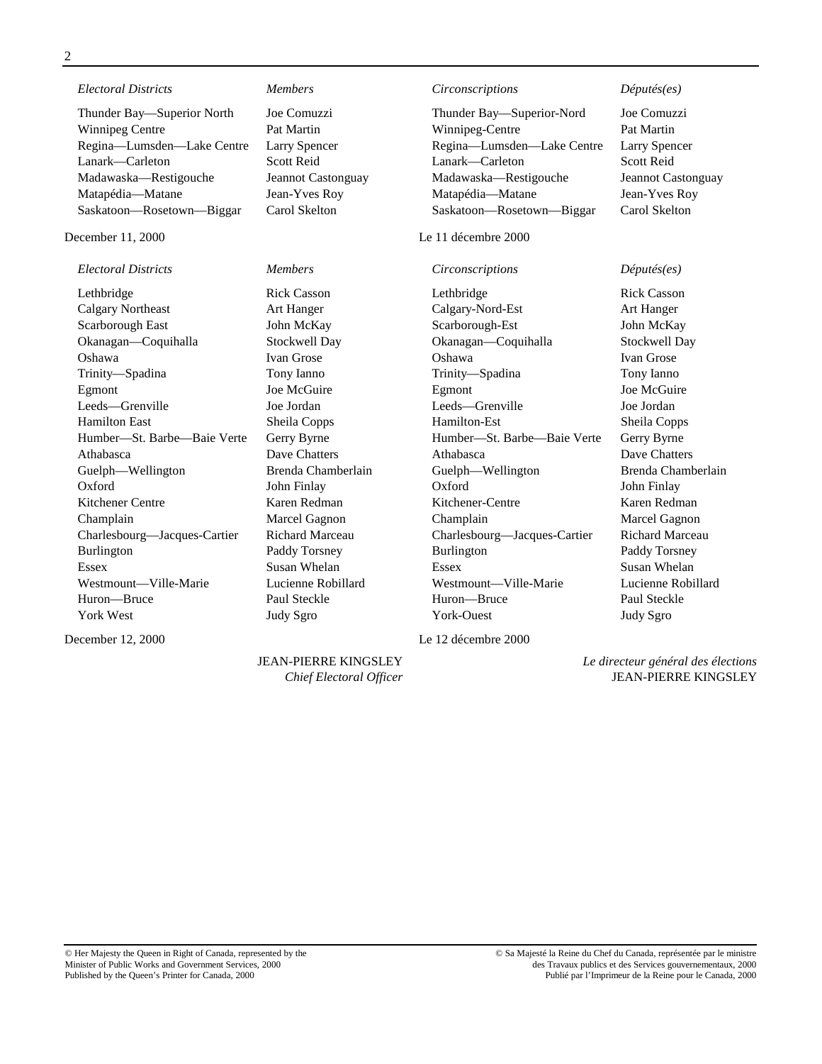| *Electoral Districts* | *Members* |
| --- | --- |
| Thunder Bay—Superior North | Joe Comuzzi |
| Winnipeg Centre | Pat Martin |
| Regina—Lumsden—Lake Centre | Larry Spencer |
| Lanark—Carleton | Scott Reid |
| Madawaska—Restigouche | Jeannot Castonguay |
| Matapédia—Matane | Jean-Yves Roy |
| Saskatoon—Rosetown—Biggar | Carol Skelton |

December 11, 2000

| *Electoral Districts* | *Members* |
| --- | --- |
| Lethbridge | Rick Casson |
| Calgary Northeast | Art Hanger |
| Scarborough East | John McKay |
| Okanagan—Coquihalla | Stockwell Day |
| Oshawa | Ivan Grose |
| Trinity—Spadina | Tony Ianno |
| Egmont | Joe McGuire |
| Leeds—Grenville | Joe Jordan |
| Hamilton East | Sheila Copps |
| Humber—St. Barbe—Baie Verte | Gerry Byrne |
| Athabasca | Dave Chatters |
| Guelph—Wellington | Brenda Chamberlain |
| Oxford | John Finlay |
| Kitchener Centre | Karen Redman |
| Champlain | Marcel Gagnon |
| Charlesbourg—Jacques-Cartier | Richard Marceau |
| Burlington | Paddy Torsney |
| Essex | Susan Whelan |
| Westmount—Ville-Marie | Lucienne Robillard |
| Huron—Bruce | Paul Steckle |
| York West | Judy Sgro |

December 12, 2000

JEAN-PIERRE KINGSLEY
*Chief Electoral Officer*

| *Circonscriptions* | *Députés(es)* |
| --- | --- |
| Thunder Bay—Superior-Nord | Joe Comuzzi |
| Winnipeg-Centre | Pat Martin |
| Regina—Lumsden—Lake Centre | Larry Spencer |
| Lanark—Carleton | Scott Reid |
| Madawaska—Restigouche | Jeannot Castonguay |
| Matapédia—Matane | Jean-Yves Roy |
| Saskatoon—Rosetown—Biggar | Carol Skelton |

Le 11 décembre 2000

| *Circonscriptions* | *Députés(es)* |
| --- | --- |
| Lethbridge | Rick Casson |
| Calgary-Nord-Est | Art Hanger |
| Scarborough-Est | John McKay |
| Okanagan—Coquihalla | Stockwell Day |
| Oshawa | Ivan Grose |
| Trinity—Spadina | Tony Ianno |
| Egmont | Joe McGuire |
| Leeds—Grenville | Joe Jordan |
| Hamilton-Est | Sheila Copps |
| Humber—St. Barbe—Baie Verte | Gerry Byrne |
| Athabasca | Dave Chatters |
| Guelph—Wellington | Brenda Chamberlain |
| Oxford | John Finlay |
| Kitchener-Centre | Karen Redman |
| Champlain | Marcel Gagnon |
| Charlesbourg—Jacques-Cartier | Richard Marceau |
| Burlington | Paddy Torsney |
| Essex | Susan Whelan |
| Westmount—Ville-Marie | Lucienne Robillard |
| Huron—Bruce | Paul Steckle |
| York-Ouest | Judy Sgro |

Le 12 décembre 2000

*Le directeur général des élections*
JEAN-PIERRE KINGSLEY

© Her Majesty the Queen in Right of Canada, represented by the Minister of Public Works and Government Services, 2000
Published by the Queen's Printer for Canada, 2000

© Sa Majesté la Reine du Chef du Canada, représentée par le ministre des Travaux publics et des Services gouvernementaux, 2000
Publié par l'Imprimeur de la Reine pour le Canada, 2000